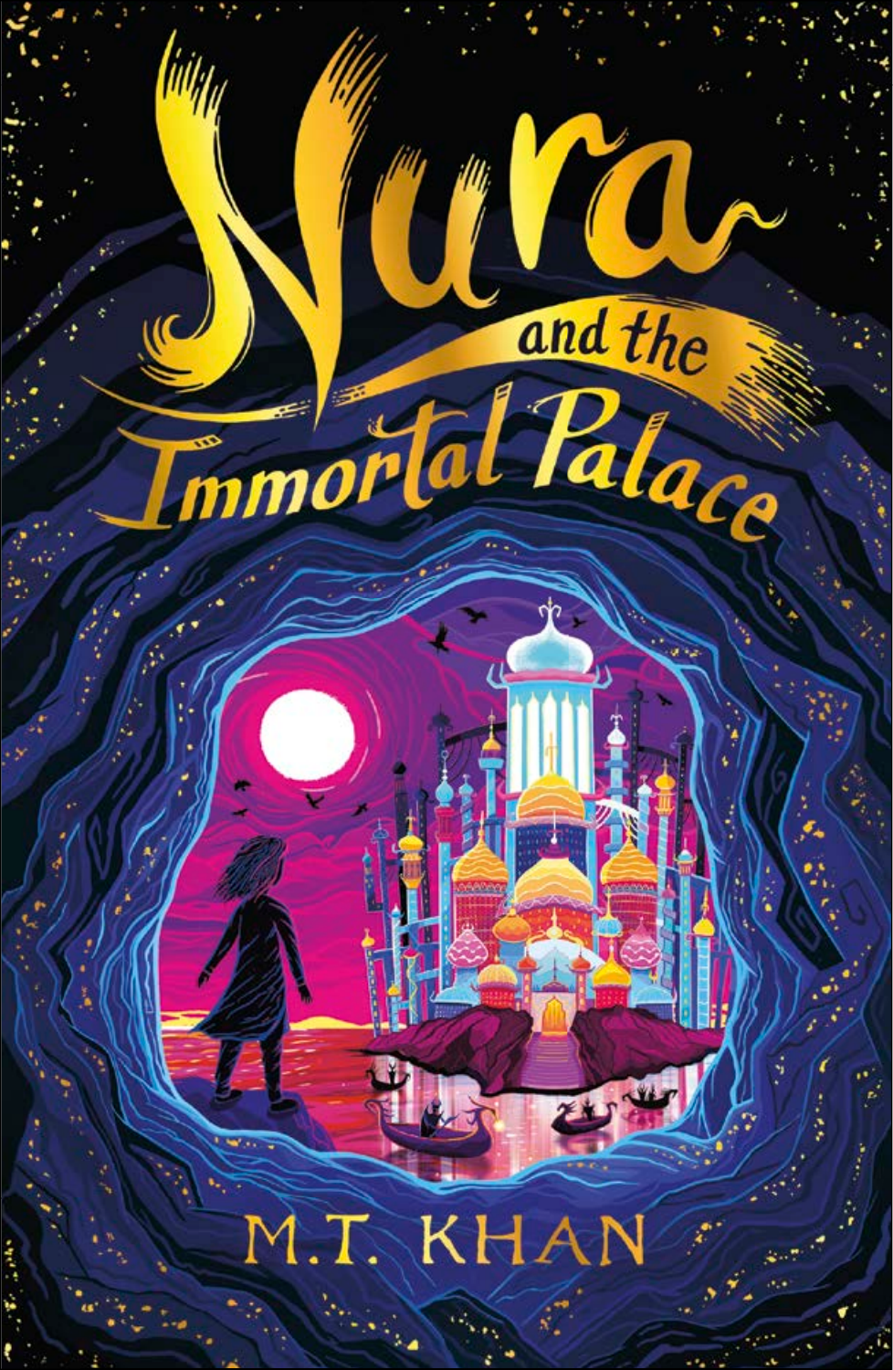# Nura and the Immortal Palace

M.T. KHAN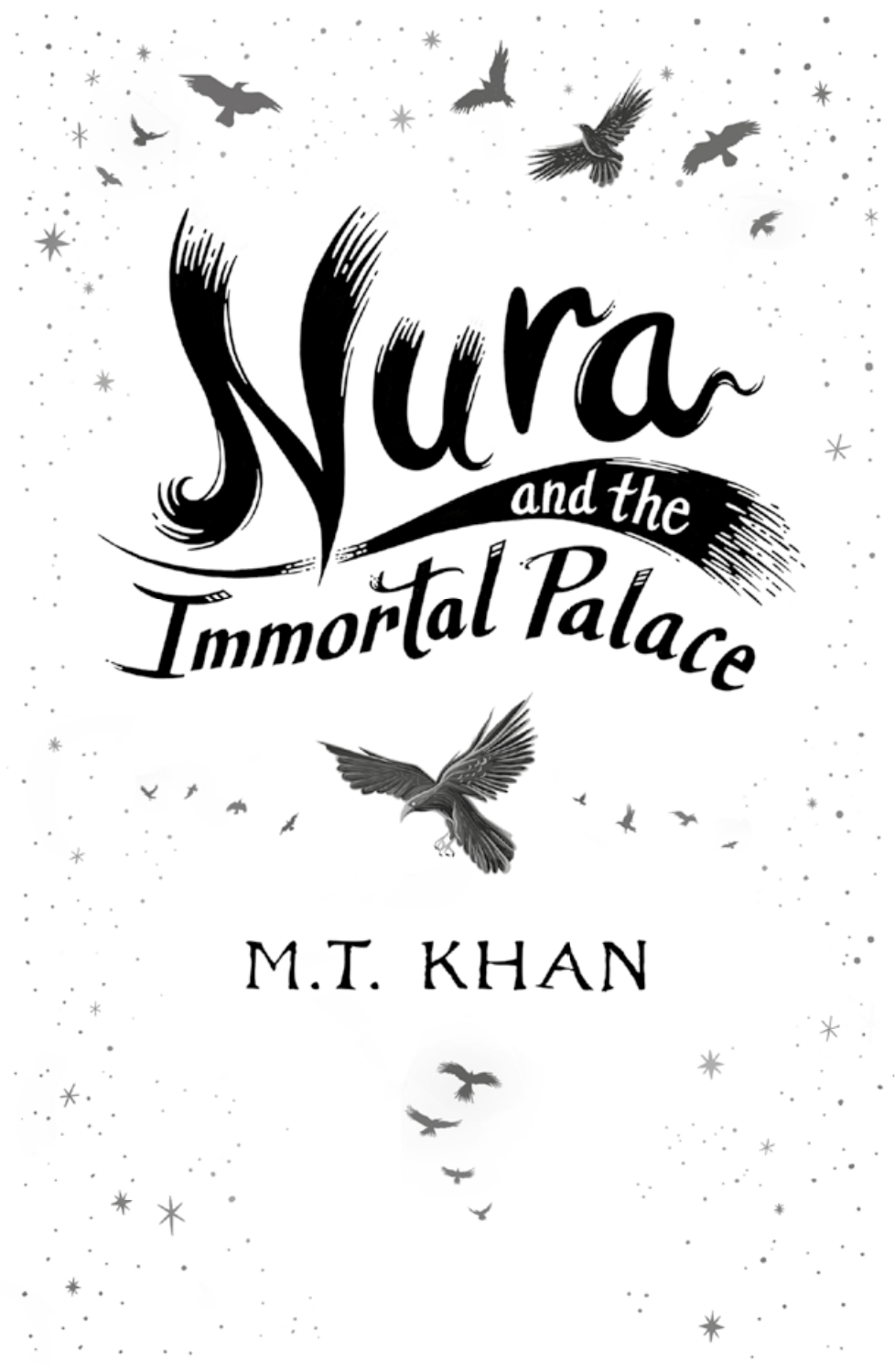# Nura and the Immortal Palace

M.T. KHAN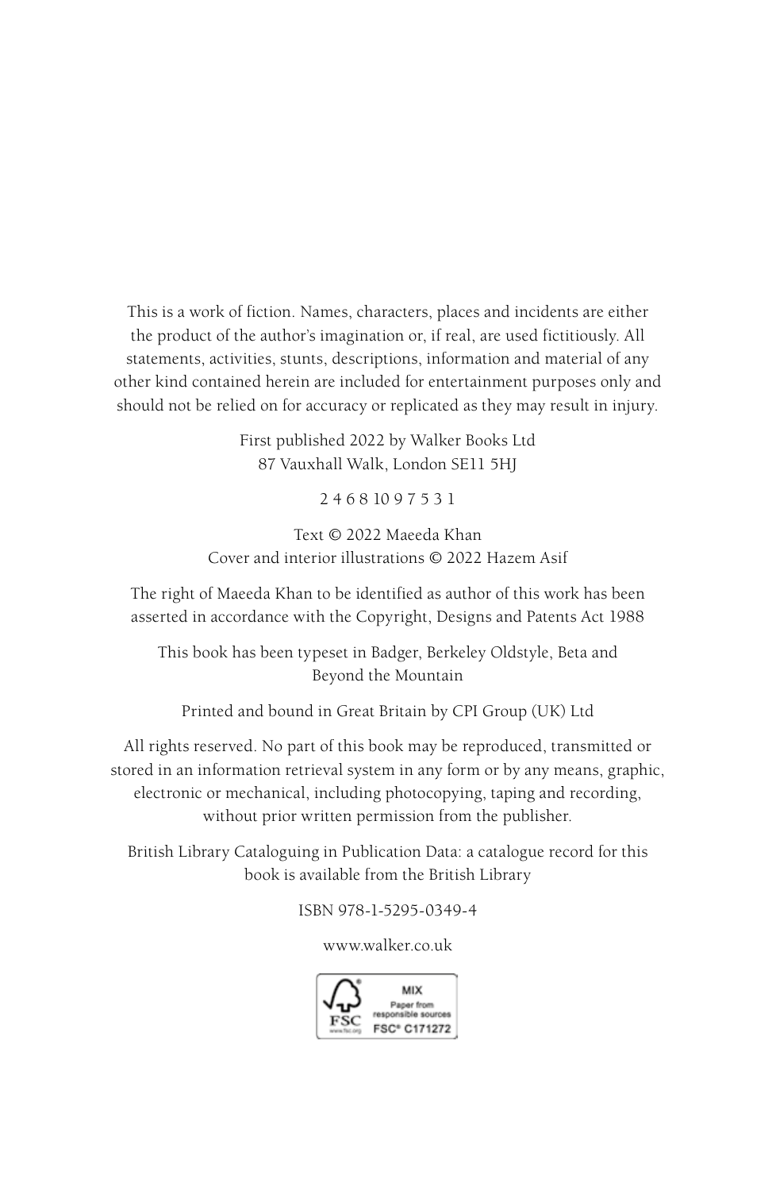This is a work of fiction. Names, characters, places and incidents are either the product of the author's imagination or, if real, are used fictitiously. All statements, activities, stunts, descriptions, information and material of any other kind contained herein are included for entertainment purposes only and should not be relied on for accuracy or replicated as they may result in injury.

First published 2022 by Walker Books Ltd
87 Vauxhall Walk, London SE11 5HJ

2 4 6 8 10 9 7 5 3 1

Text © 2022 Maeeda Khan
Cover and interior illustrations © 2022 Hazem Asif

The right of Maeeda Khan to be identified as author of this work has been asserted in accordance with the Copyright, Designs and Patents Act 1988

This book has been typeset in Badger, Berkeley Oldstyle, Beta and Beyond the Mountain

Printed and bound in Great Britain by CPI Group (UK) Ltd

All rights reserved. No part of this book may be reproduced, transmitted or stored in an information retrieval system in any form or by any means, graphic, electronic or mechanical, including photocopying, taping and recording, without prior written permission from the publisher.

British Library Cataloguing in Publication Data: a catalogue record for this book is available from the British Library

ISBN 978-1-5295-0349-4

www.walker.co.uk

MIX
Paper from responsible sources
FSC® C171272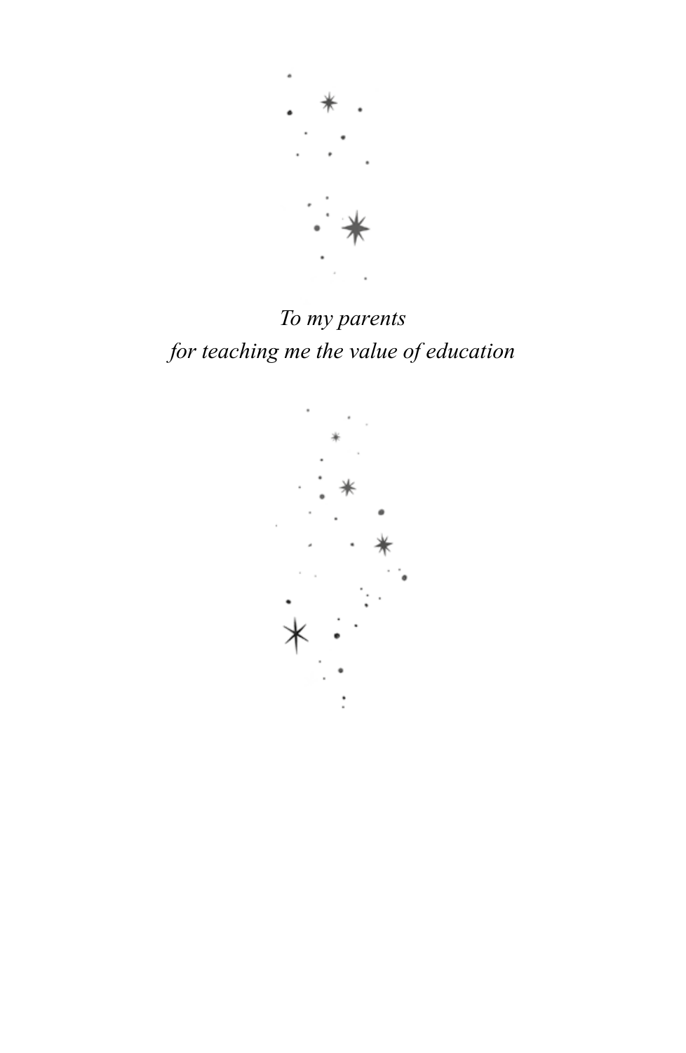*To my parents*
*for teaching me the value of education*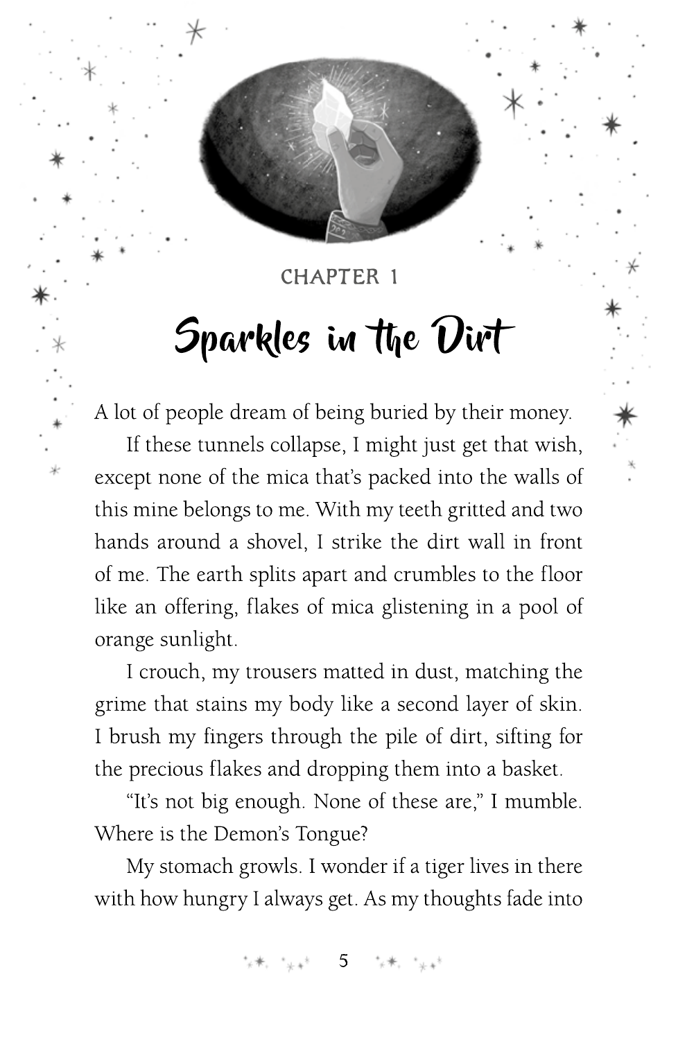CHAPTER 1

# Sparkles in the Dirt

A lot of people dream of being buried by their money.

If these tunnels collapse, I might just get that wish, except none of the mica that's packed into the walls of this mine belongs to me. With my teeth gritted and two hands around a shovel, I strike the dirt wall in front of me. The earth splits apart and crumbles to the floor like an offering, flakes of mica glistening in a pool of orange sunlight.

I crouch, my trousers matted in dust, matching the grime that stains my body like a second layer of skin. I brush my fingers through the pile of dirt, sifting for the precious flakes and dropping them into a basket.

"It's not big enough. None of these are," I mumble. Where is the Demon's Tongue?

My stomach growls. I wonder if a tiger lives in there with how hungry I always get. As my thoughts fade into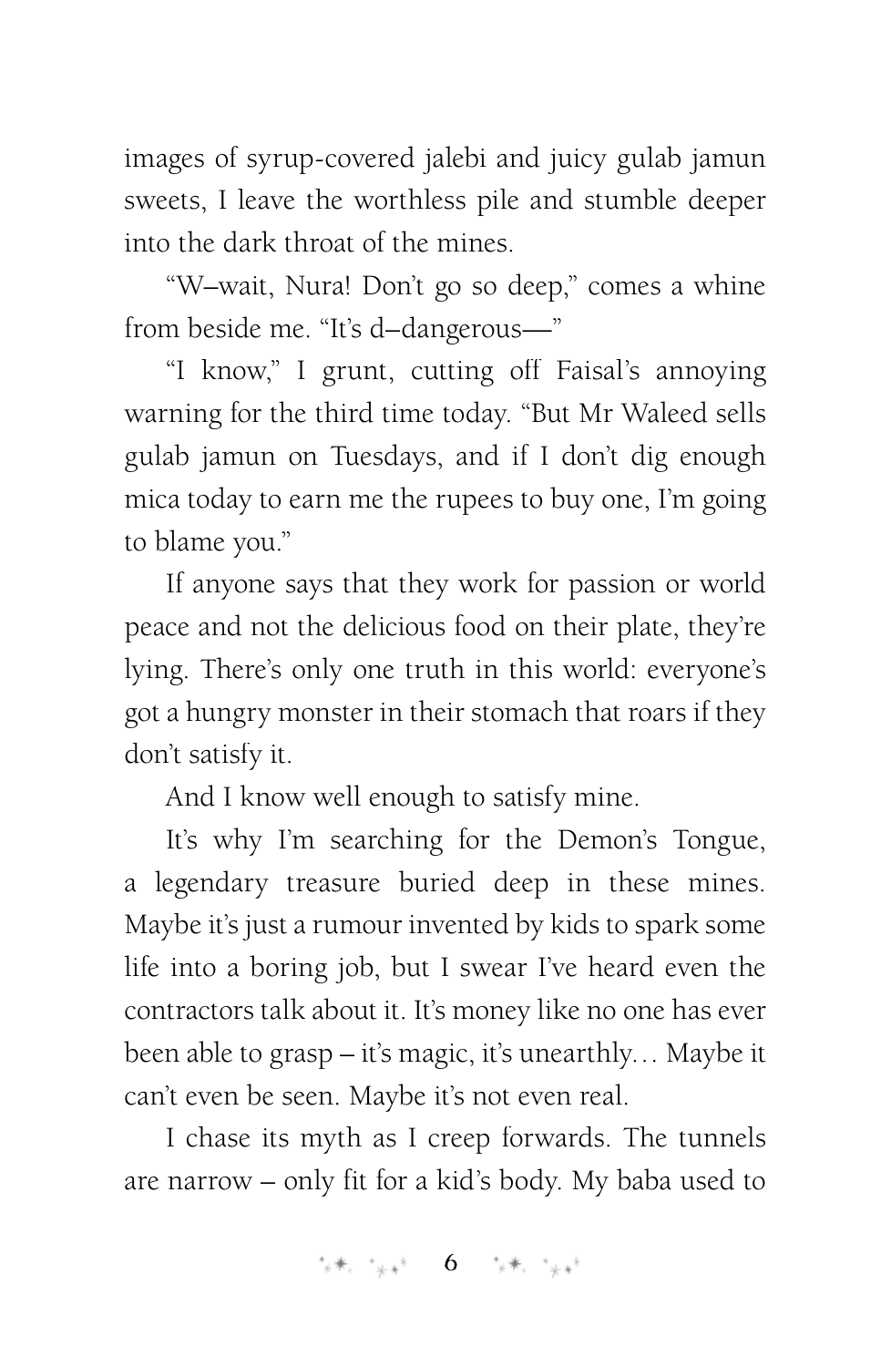images of syrup-covered jalebi and juicy gulab jamun sweets, I leave the worthless pile and stumble deeper into the dark throat of the mines.

"W–wait, Nura! Don't go so deep," comes a whine from beside me. "It's d–dangerous—"

"I know," I grunt, cutting off Faisal's annoying warning for the third time today. "But Mr Waleed sells gulab jamun on Tuesdays, and if I don't dig enough mica today to earn me the rupees to buy one, I'm going to blame you."

If anyone says that they work for passion or world peace and not the delicious food on their plate, they're lying. There's only one truth in this world: everyone's got a hungry monster in their stomach that roars if they don't satisfy it.

And I know well enough to satisfy mine.

It's why I'm searching for the Demon's Tongue, a legendary treasure buried deep in these mines. Maybe it's just a rumour invented by kids to spark some life into a boring job, but I swear I've heard even the contractors talk about it. It's money like no one has ever been able to grasp – it's magic, it's unearthly… Maybe it can't even be seen. Maybe it's not even real.

I chase its myth as I creep forwards. The tunnels are narrow – only fit for a kid's body. My baba used to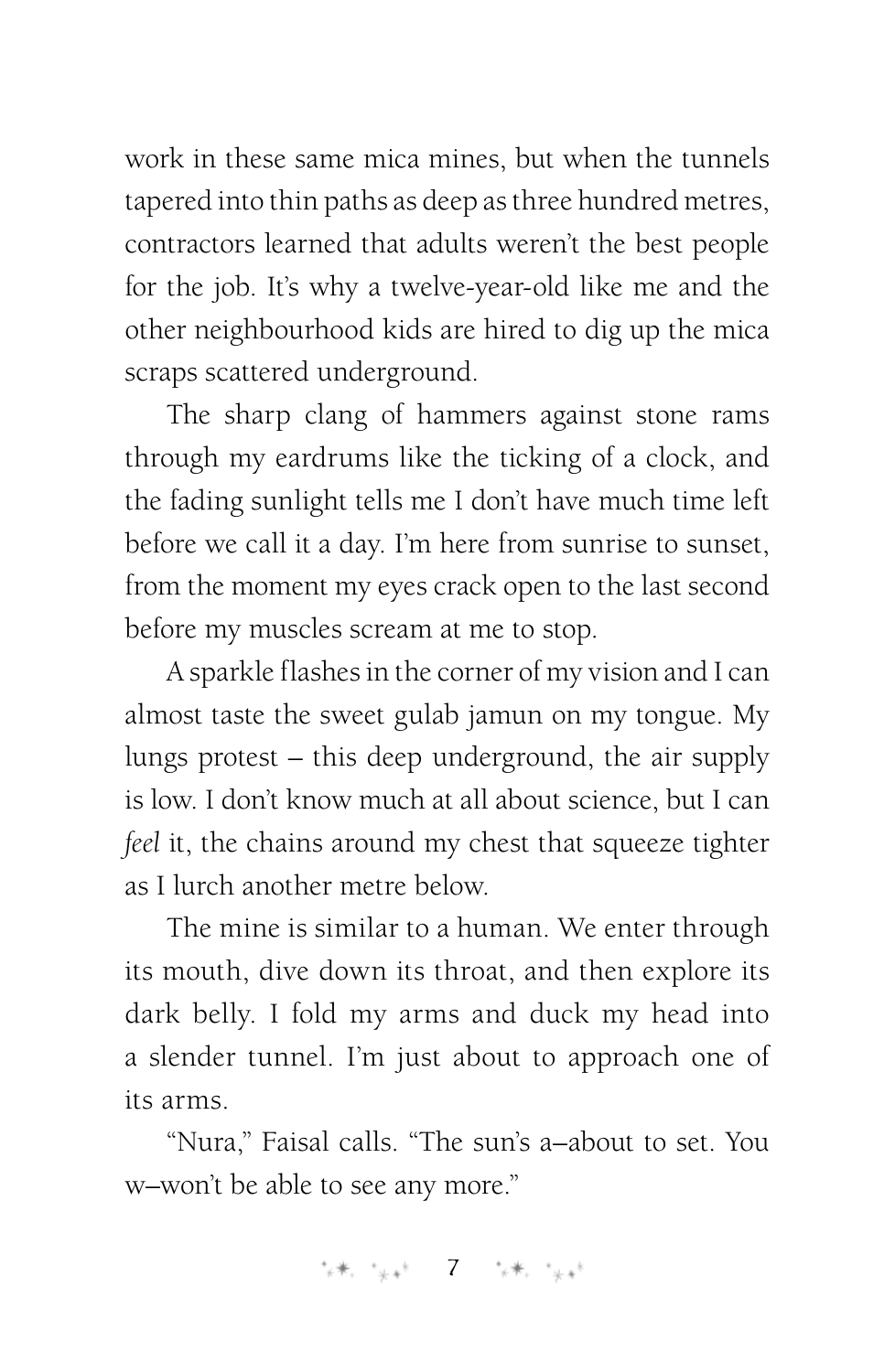work in these same mica mines, but when the tunnels tapered into thin paths as deep as three hundred metres, contractors learned that adults weren't the best people for the job. It's why a twelve-year-old like me and the other neighbourhood kids are hired to dig up the mica scraps scattered underground.

The sharp clang of hammers against stone rams through my eardrums like the ticking of a clock, and the fading sunlight tells me I don't have much time left before we call it a day. I'm here from sunrise to sunset, from the moment my eyes crack open to the last second before my muscles scream at me to stop.

A sparkle flashes in the corner of my vision and I can almost taste the sweet gulab jamun on my tongue. My lungs protest – this deep underground, the air supply is low. I don't know much at all about science, but I can *feel* it, the chains around my chest that squeeze tighter as I lurch another metre below.

The mine is similar to a human. We enter through its mouth, dive down its throat, and then explore its dark belly. I fold my arms and duck my head into a slender tunnel. I'm just about to approach one of its arms.

"Nura," Faisal calls. "The sun's a–about to set. You w–won't be able to see any more."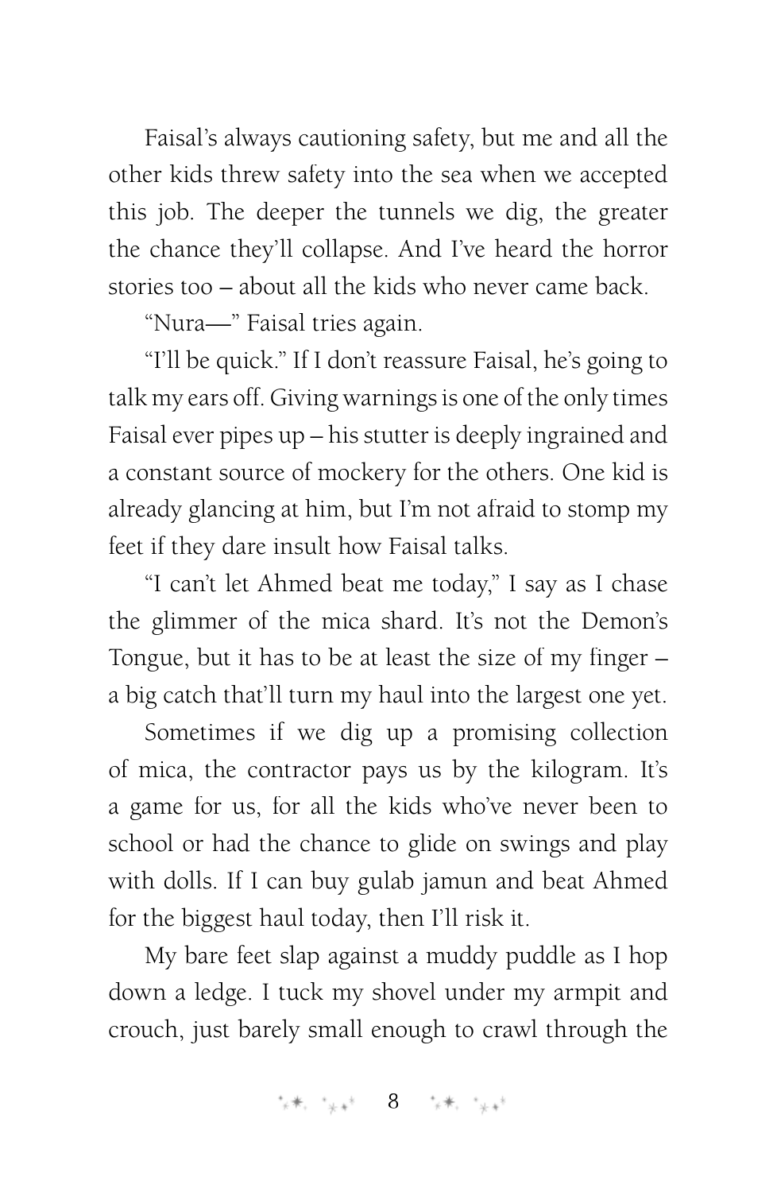Faisal's always cautioning safety, but me and all the other kids threw safety into the sea when we accepted this job. The deeper the tunnels we dig, the greater the chance they'll collapse. And I've heard the horror stories too – about all the kids who never came back.

"Nura—" Faisal tries again.

"I'll be quick." If I don't reassure Faisal, he's going to talk my ears off. Giving warnings is one of the only times Faisal ever pipes up – his stutter is deeply ingrained and a constant source of mockery for the others. One kid is already glancing at him, but I'm not afraid to stomp my feet if they dare insult how Faisal talks.

"I can't let Ahmed beat me today," I say as I chase the glimmer of the mica shard. It's not the Demon's Tongue, but it has to be at least the size of my finger – a big catch that'll turn my haul into the largest one yet.

Sometimes if we dig up a promising collection of mica, the contractor pays us by the kilogram. It's a game for us, for all the kids who've never been to school or had the chance to glide on swings and play with dolls. If I can buy gulab jamun and beat Ahmed for the biggest haul today, then I'll risk it.

My bare feet slap against a muddy puddle as I hop down a ledge. I tuck my shovel under my armpit and crouch, just barely small enough to crawl through the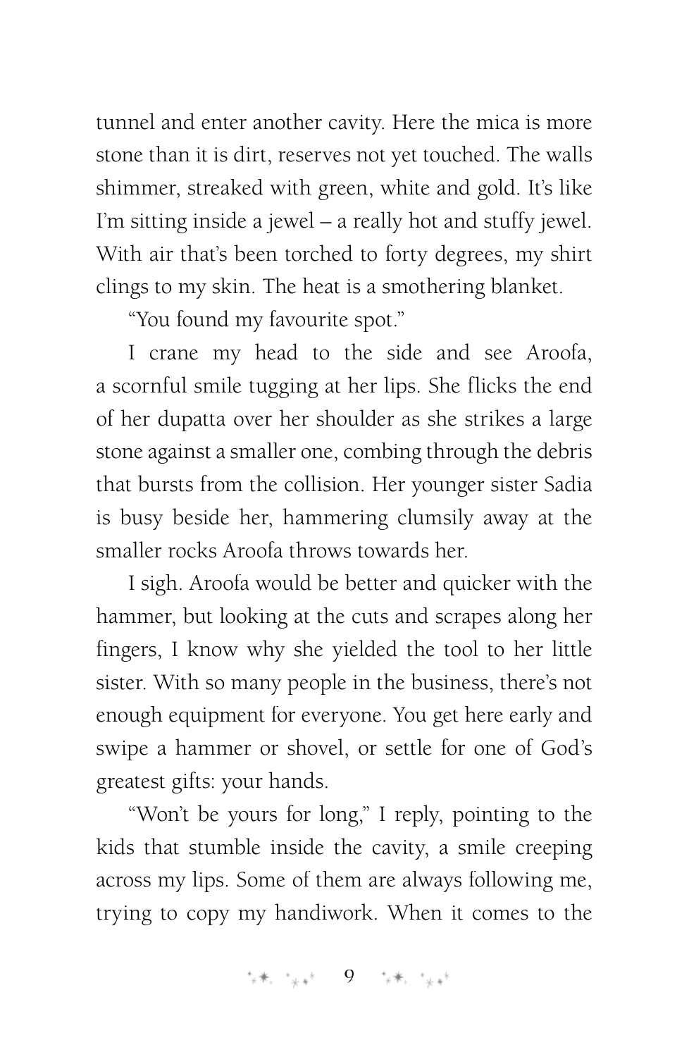tunnel and enter another cavity. Here the mica is more stone than it is dirt, reserves not yet touched. The walls shimmer, streaked with green, white and gold. It's like I'm sitting inside a jewel – a really hot and stuffy jewel. With air that's been torched to forty degrees, my shirt clings to my skin. The heat is a smothering blanket.

"You found my favourite spot."

I crane my head to the side and see Aroofa, a scornful smile tugging at her lips. She flicks the end of her dupatta over her shoulder as she strikes a large stone against a smaller one, combing through the debris that bursts from the collision. Her younger sister Sadia is busy beside her, hammering clumsily away at the smaller rocks Aroofa throws towards her.

I sigh. Aroofa would be better and quicker with the hammer, but looking at the cuts and scrapes along her fingers, I know why she yielded the tool to her little sister. With so many people in the business, there's not enough equipment for everyone. You get here early and swipe a hammer or shovel, or settle for one of God's greatest gifts: your hands.

"Won't be yours for long," I reply, pointing to the kids that stumble inside the cavity, a smile creeping across my lips. Some of them are always following me, trying to copy my handiwork. When it comes to the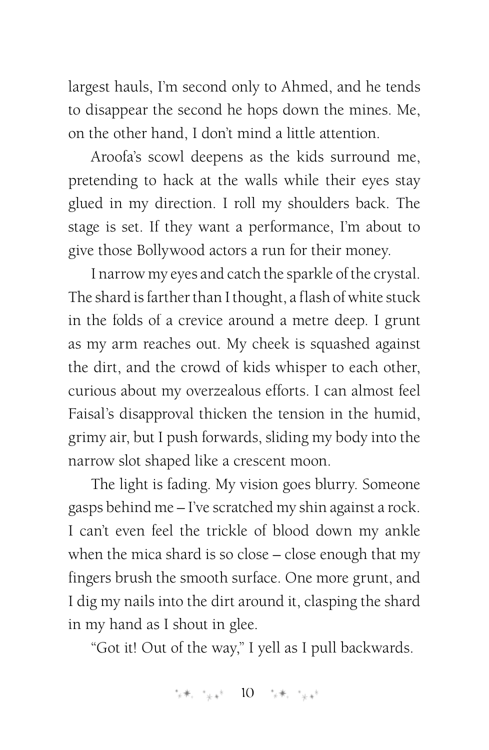largest hauls, I'm second only to Ahmed, and he tends to disappear the second he hops down the mines. Me, on the other hand, I don't mind a little attention.

Aroofa's scowl deepens as the kids surround me, pretending to hack at the walls while their eyes stay glued in my direction. I roll my shoulders back. The stage is set. If they want a performance, I'm about to give those Bollywood actors a run for their money.

I narrow my eyes and catch the sparkle of the crystal. The shard is farther than I thought, a flash of white stuck in the folds of a crevice around a metre deep. I grunt as my arm reaches out. My cheek is squashed against the dirt, and the crowd of kids whisper to each other, curious about my overzealous efforts. I can almost feel Faisal's disapproval thicken the tension in the humid, grimy air, but I push forwards, sliding my body into the narrow slot shaped like a crescent moon.

The light is fading. My vision goes blurry. Someone gasps behind me – I've scratched my shin against a rock. I can't even feel the trickle of blood down my ankle when the mica shard is so close – close enough that my fingers brush the smooth surface. One more grunt, and I dig my nails into the dirt around it, clasping the shard in my hand as I shout in glee.

"Got it! Out of the way," I yell as I pull backwards.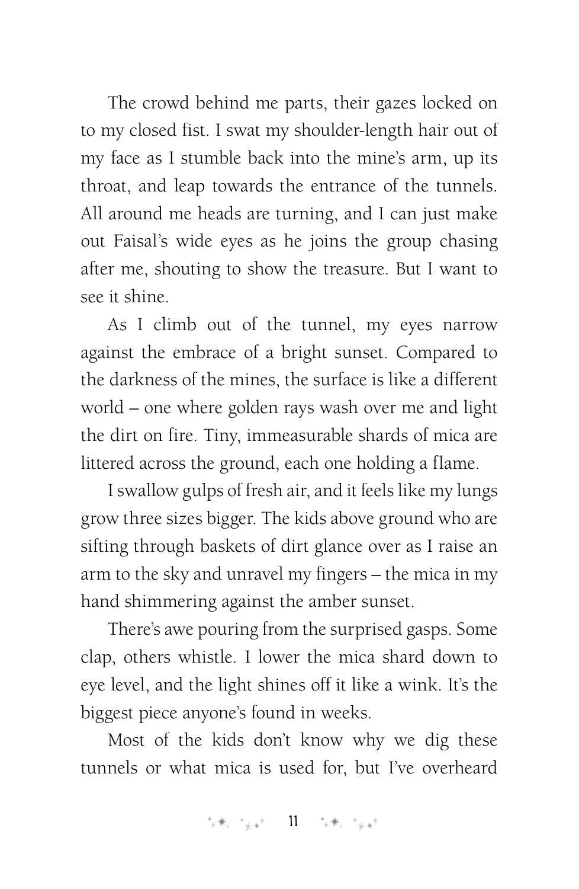The crowd behind me parts, their gazes locked on to my closed fist. I swat my shoulder-length hair out of my face as I stumble back into the mine's arm, up its throat, and leap towards the entrance of the tunnels. All around me heads are turning, and I can just make out Faisal's wide eyes as he joins the group chasing after me, shouting to show the treasure. But I want to see it shine.

As I climb out of the tunnel, my eyes narrow against the embrace of a bright sunset. Compared to the darkness of the mines, the surface is like a different world – one where golden rays wash over me and light the dirt on fire. Tiny, immeasurable shards of mica are littered across the ground, each one holding a flame.

I swallow gulps of fresh air, and it feels like my lungs grow three sizes bigger. The kids above ground who are sifting through baskets of dirt glance over as I raise an arm to the sky and unravel my fingers – the mica in my hand shimmering against the amber sunset.

There's awe pouring from the surprised gasps. Some clap, others whistle. I lower the mica shard down to eye level, and the light shines off it like a wink. It's the biggest piece anyone's found in weeks.

Most of the kids don't know why we dig these tunnels or what mica is used for, but I've overheard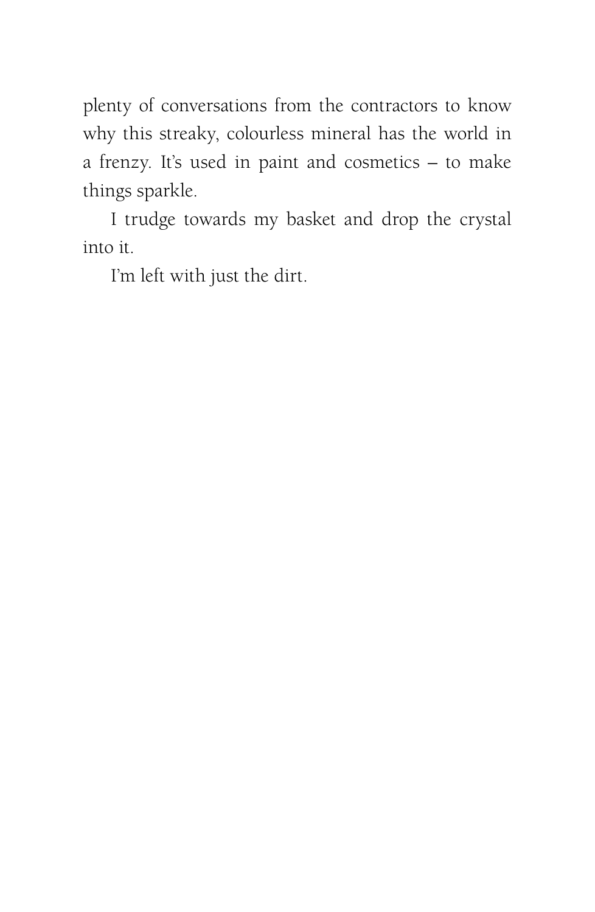plenty of conversations from the contractors to know why this streaky, colourless mineral has the world in a frenzy. It's used in paint and cosmetics – to make things sparkle.

I trudge towards my basket and drop the crystal into it.

I'm left with just the dirt.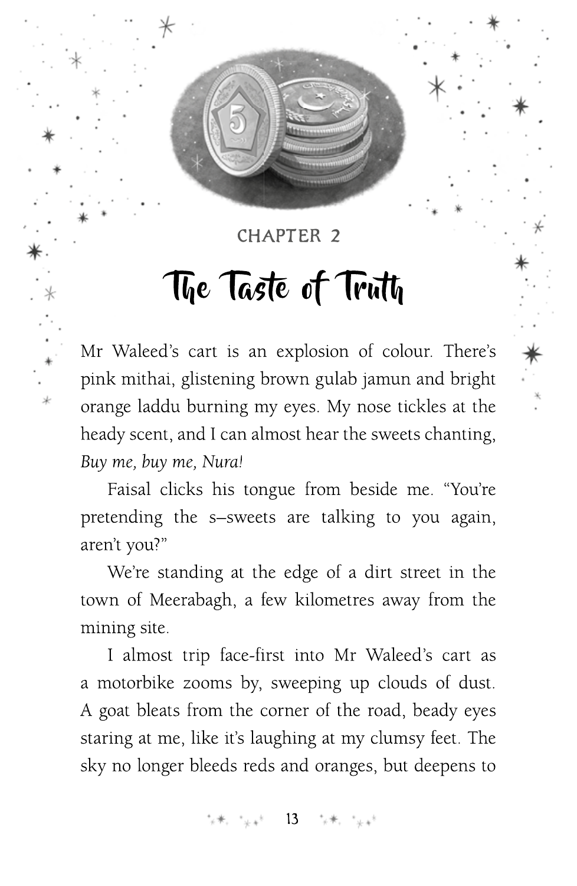CHAPTER 2

# The Taste of Truth

Mr Waleed's cart is an explosion of colour. There's pink mithai, glistening brown gulab jamun and bright orange laddu burning my eyes. My nose tickles at the heady scent, and I can almost hear the sweets chanting, *Buy me, buy me, Nura!*

Faisal clicks his tongue from beside me. "You're pretending the s–sweets are talking to you again, aren't you?"

We're standing at the edge of a dirt street in the town of Meerabagh, a few kilometres away from the mining site.

I almost trip face-first into Mr Waleed's cart as a motorbike zooms by, sweeping up clouds of dust. A goat bleats from the corner of the road, beady eyes staring at me, like it's laughing at my clumsy feet. The sky no longer bleeds reds and oranges, but deepens to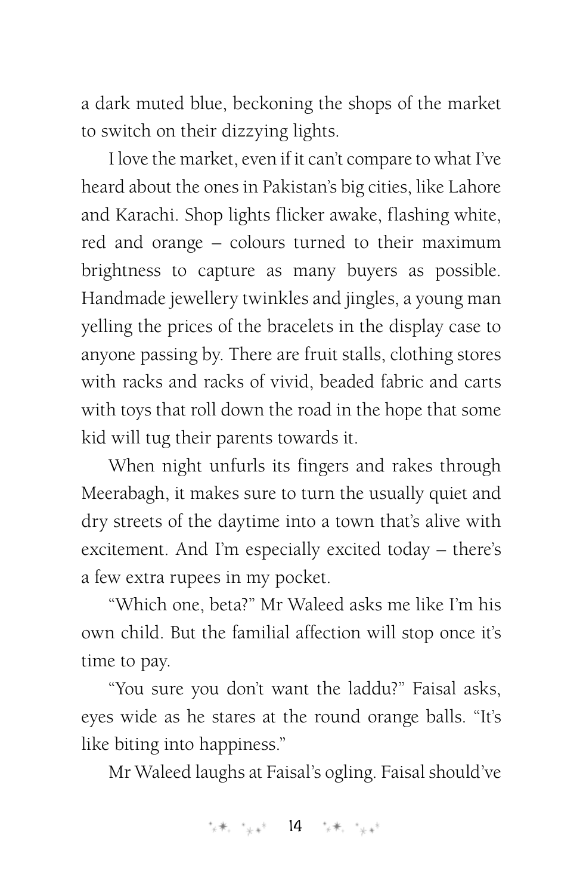a dark muted blue, beckoning the shops of the market to switch on their dizzying lights.

I love the market, even if it can't compare to what I've heard about the ones in Pakistan's big cities, like Lahore and Karachi. Shop lights flicker awake, flashing white, red and orange – colours turned to their maximum brightness to capture as many buyers as possible. Handmade jewellery twinkles and jingles, a young man yelling the prices of the bracelets in the display case to anyone passing by. There are fruit stalls, clothing stores with racks and racks of vivid, beaded fabric and carts with toys that roll down the road in the hope that some kid will tug their parents towards it.

When night unfurls its fingers and rakes through Meerabagh, it makes sure to turn the usually quiet and dry streets of the daytime into a town that's alive with excitement. And I'm especially excited today – there's a few extra rupees in my pocket.

"Which one, beta?" Mr Waleed asks me like I'm his own child. But the familial affection will stop once it's time to pay.

"You sure you don't want the laddu?" Faisal asks, eyes wide as he stares at the round orange balls. "It's like biting into happiness."

Mr Waleed laughs at Faisal's ogling. Faisal should've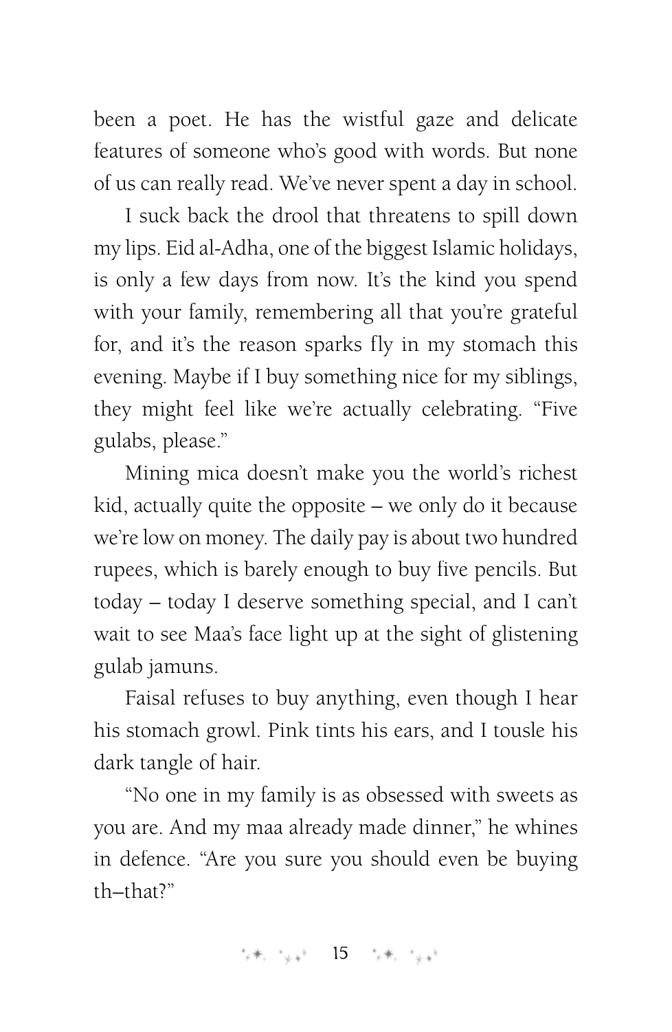been a poet. He has the wistful gaze and delicate features of someone who's good with words. But none of us can really read. We've never spent a day in school.

I suck back the drool that threatens to spill down my lips. Eid al-Adha, one of the biggest Islamic holidays, is only a few days from now. It's the kind you spend with your family, remembering all that you're grateful for, and it's the reason sparks fly in my stomach this evening. Maybe if I buy something nice for my siblings, they might feel like we're actually celebrating. "Five gulabs, please."

Mining mica doesn't make you the world's richest kid, actually quite the opposite – we only do it because we're low on money. The daily pay is about two hundred rupees, which is barely enough to buy five pencils. But today – today I deserve something special, and I can't wait to see Maa's face light up at the sight of glistening gulab jamuns.

Faisal refuses to buy anything, even though I hear his stomach growl. Pink tints his ears, and I tousle his dark tangle of hair.

"No one in my family is as obsessed with sweets as you are. And my maa already made dinner," he whines in defence. "Are you sure you should even be buying th–that?"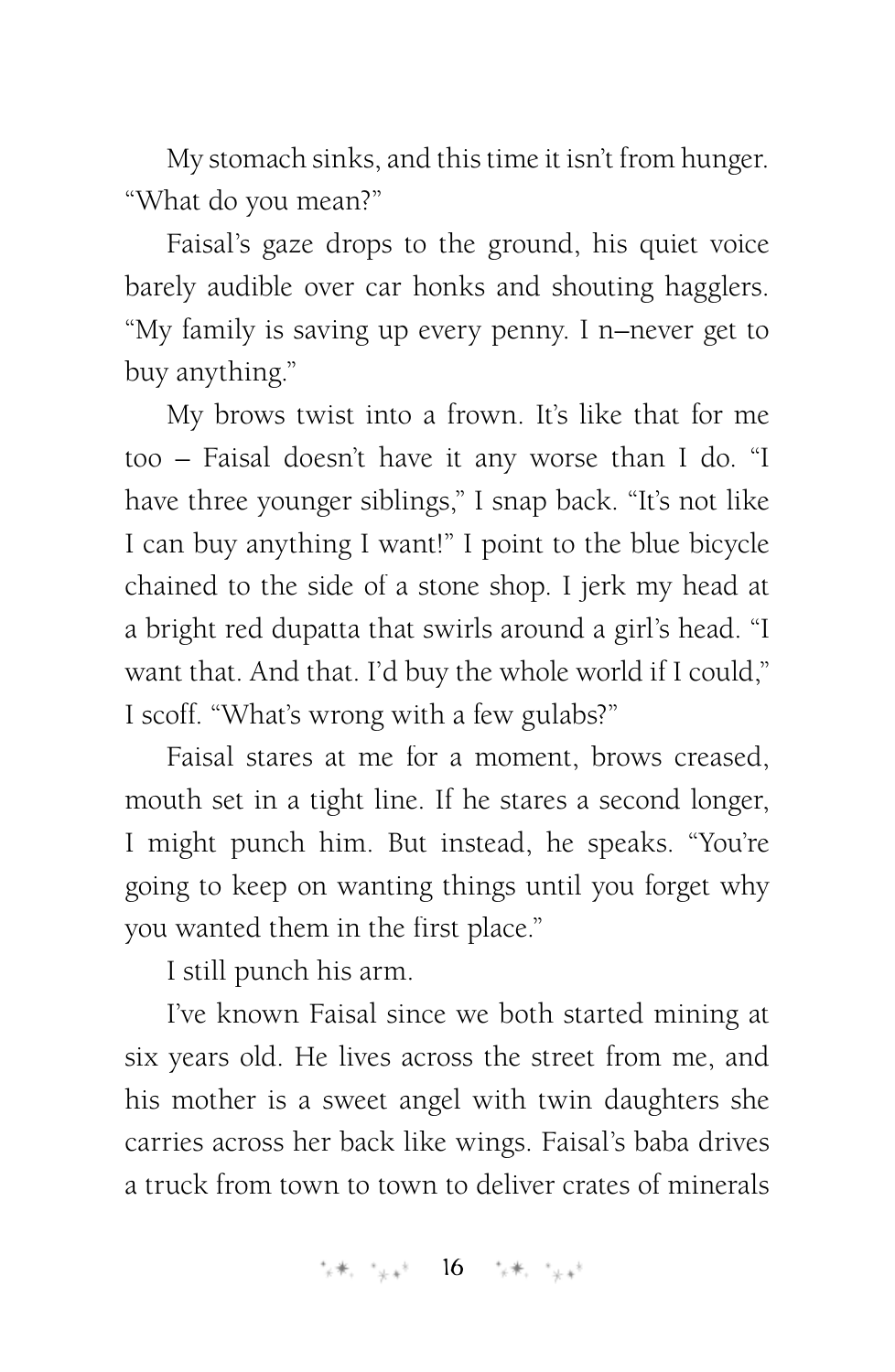My stomach sinks, and this time it isn't from hunger. "What do you mean?"

Faisal's gaze drops to the ground, his quiet voice barely audible over car honks and shouting hagglers. "My family is saving up every penny. I n–never get to buy anything."

My brows twist into a frown. It's like that for me too – Faisal doesn't have it any worse than I do. "I have three younger siblings," I snap back. "It's not like I can buy anything I want!" I point to the blue bicycle chained to the side of a stone shop. I jerk my head at a bright red dupatta that swirls around a girl's head. "I want that. And that. I'd buy the whole world if I could," I scoff. "What's wrong with a few gulabs?"

Faisal stares at me for a moment, brows creased, mouth set in a tight line. If he stares a second longer, I might punch him. But instead, he speaks. "You're going to keep on wanting things until you forget why you wanted them in the first place."

I still punch his arm.

I've known Faisal since we both started mining at six years old. He lives across the street from me, and his mother is a sweet angel with twin daughters she carries across her back like wings. Faisal's baba drives a truck from town to town to deliver crates of minerals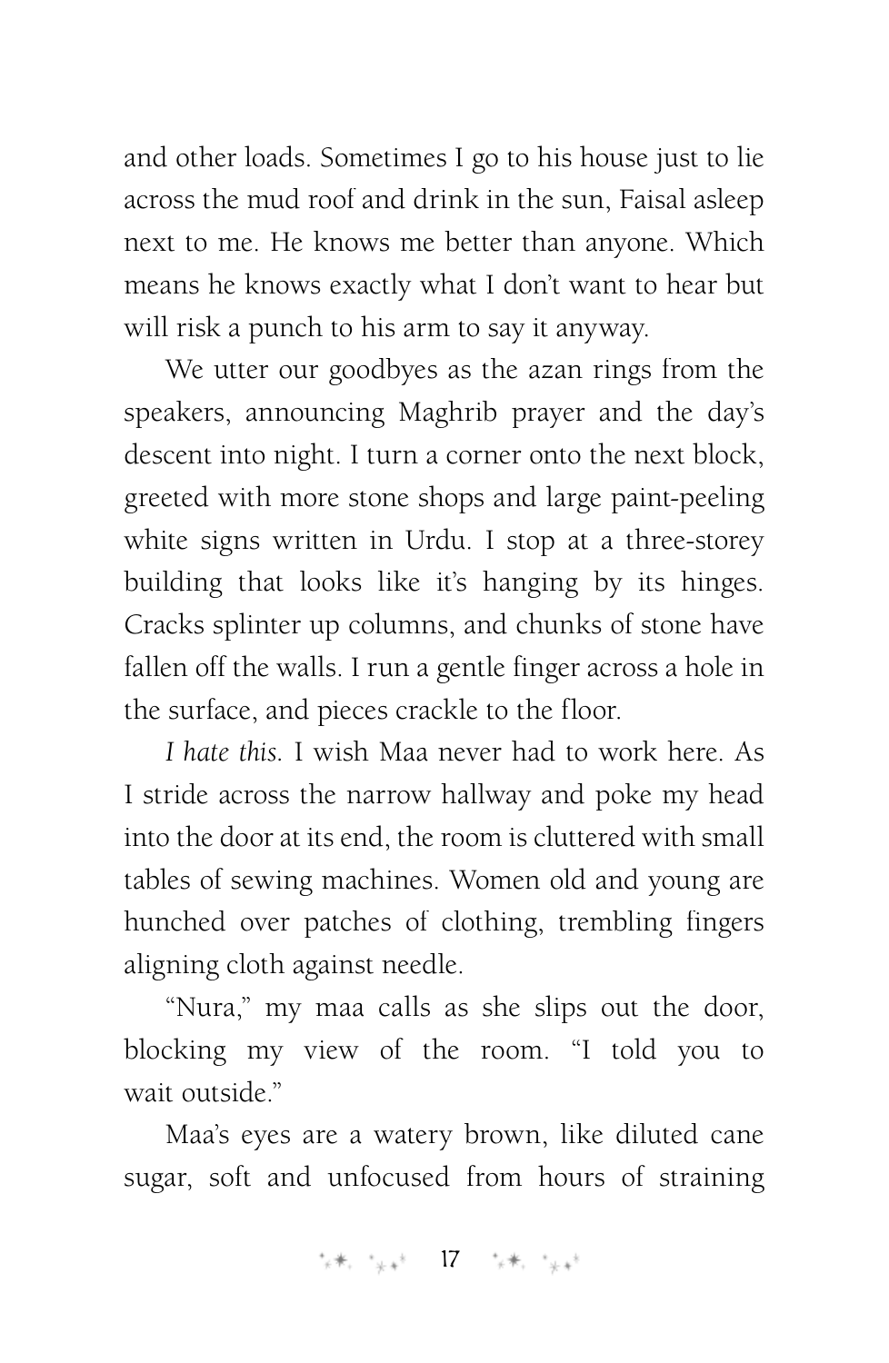and other loads. Sometimes I go to his house just to lie across the mud roof and drink in the sun, Faisal asleep next to me. He knows me better than anyone. Which means he knows exactly what I don't want to hear but will risk a punch to his arm to say it anyway.

We utter our goodbyes as the azan rings from the speakers, announcing Maghrib prayer and the day's descent into night. I turn a corner onto the next block, greeted with more stone shops and large paint-peeling white signs written in Urdu. I stop at a three-storey building that looks like it's hanging by its hinges. Cracks splinter up columns, and chunks of stone have fallen off the walls. I run a gentle finger across a hole in the surface, and pieces crackle to the floor.

*I hate this.* I wish Maa never had to work here. As I stride across the narrow hallway and poke my head into the door at its end, the room is cluttered with small tables of sewing machines. Women old and young are hunched over patches of clothing, trembling fingers aligning cloth against needle.

"Nura," my maa calls as she slips out the door, blocking my view of the room. "I told you to wait outside."

Maa's eyes are a watery brown, like diluted cane sugar, soft and unfocused from hours of straining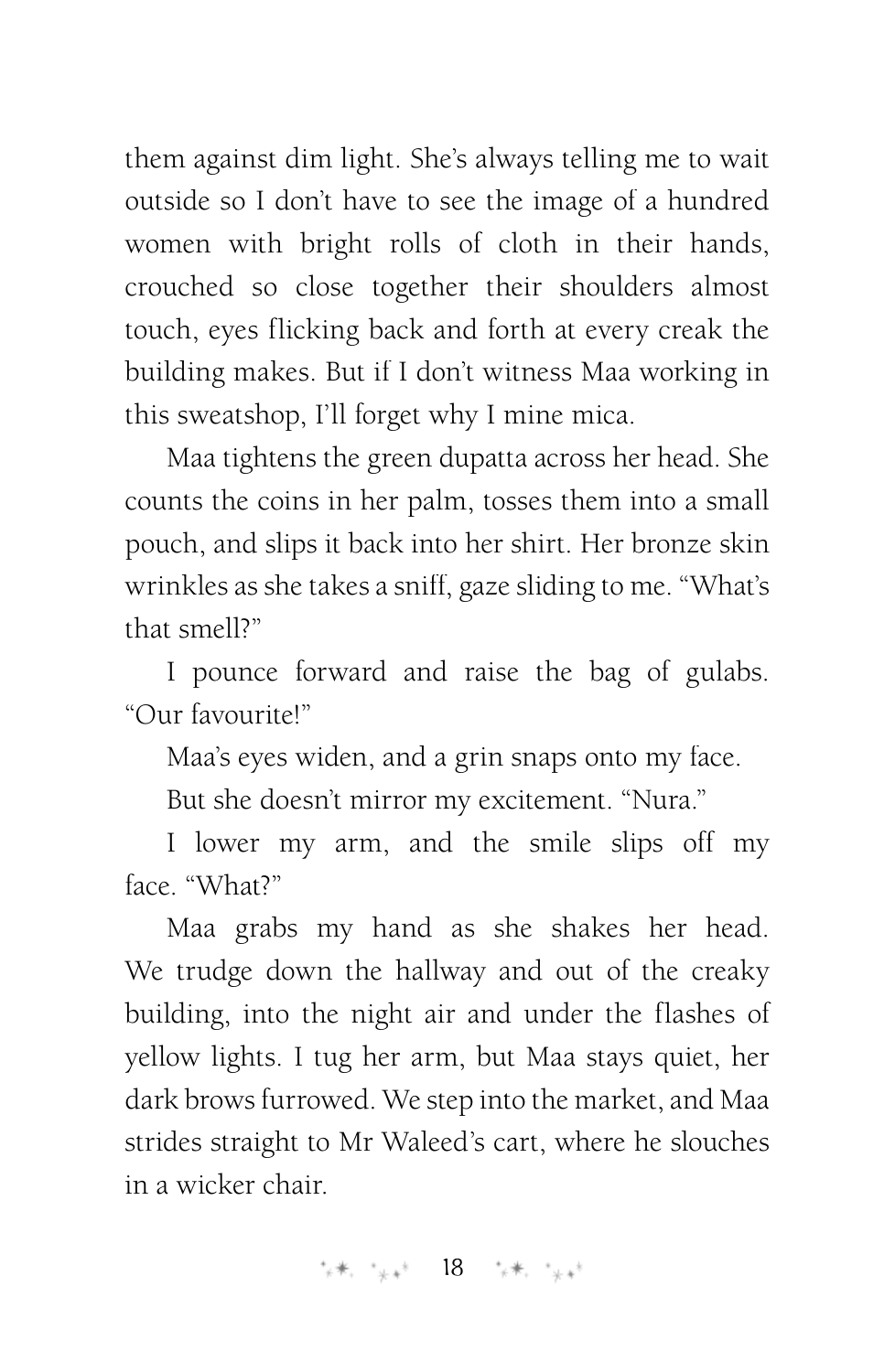them against dim light. She's always telling me to wait outside so I don't have to see the image of a hundred women with bright rolls of cloth in their hands, crouched so close together their shoulders almost touch, eyes flicking back and forth at every creak the building makes. But if I don't witness Maa working in this sweatshop, I'll forget why I mine mica.

Maa tightens the green dupatta across her head. She counts the coins in her palm, tosses them into a small pouch, and slips it back into her shirt. Her bronze skin wrinkles as she takes a sniff, gaze sliding to me. "What's that smell?"

I pounce forward and raise the bag of gulabs. "Our favourite!"

Maa's eyes widen, and a grin snaps onto my face.

But she doesn't mirror my excitement. "Nura."

I lower my arm, and the smile slips off my face. "What?"

Maa grabs my hand as she shakes her head. We trudge down the hallway and out of the creaky building, into the night air and under the flashes of yellow lights. I tug her arm, but Maa stays quiet, her dark brows furrowed. We step into the market, and Maa strides straight to Mr Waleed's cart, where he slouches in a wicker chair.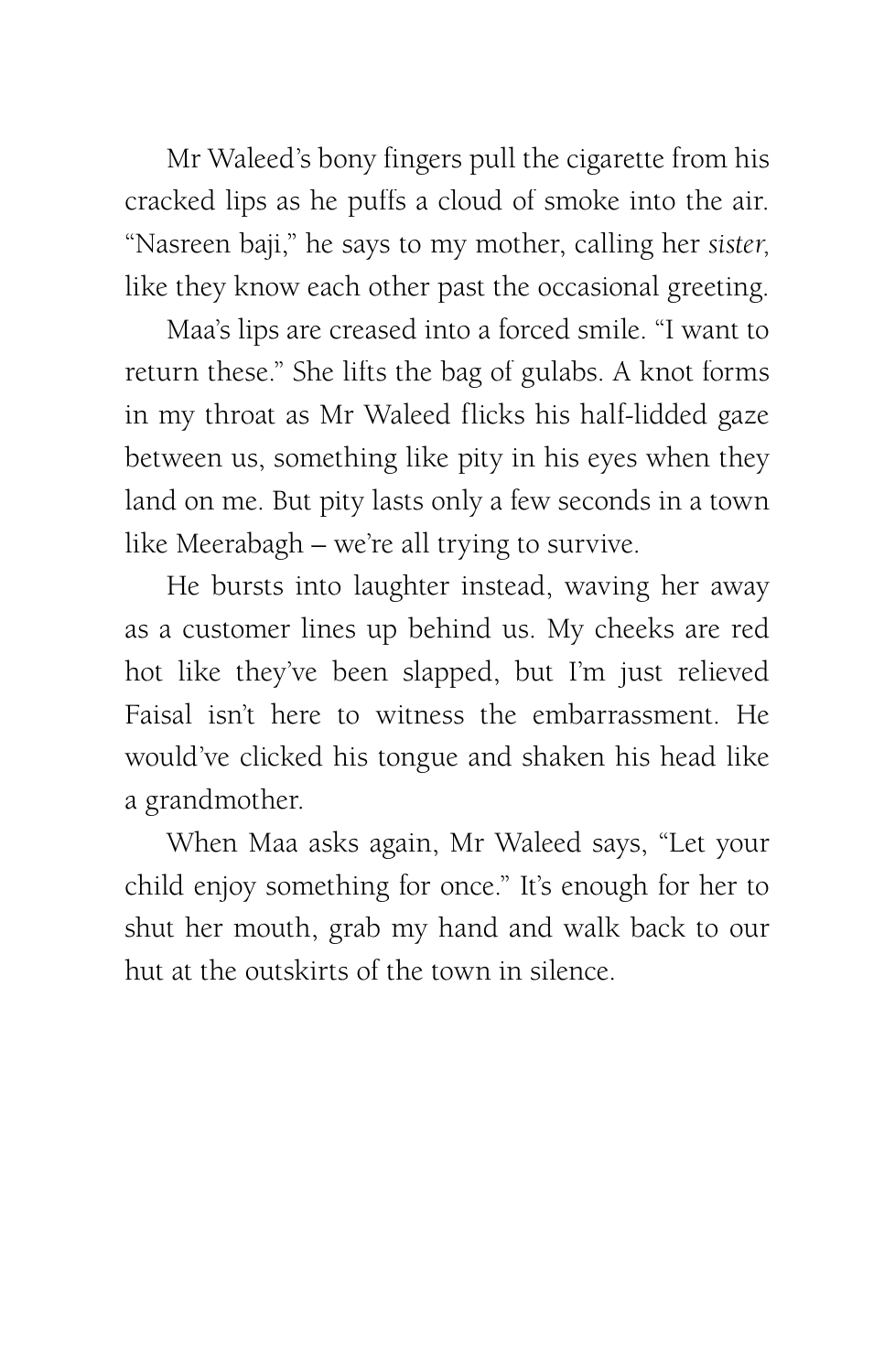Mr Waleed's bony fingers pull the cigarette from his cracked lips as he puffs a cloud of smoke into the air. "Nasreen baji," he says to my mother, calling her *sister*, like they know each other past the occasional greeting.

Maa's lips are creased into a forced smile. "I want to return these." She lifts the bag of gulabs. A knot forms in my throat as Mr Waleed flicks his half-lidded gaze between us, something like pity in his eyes when they land on me. But pity lasts only a few seconds in a town like Meerabagh – we're all trying to survive.

He bursts into laughter instead, waving her away as a customer lines up behind us. My cheeks are red hot like they've been slapped, but I'm just relieved Faisal isn't here to witness the embarrassment. He would've clicked his tongue and shaken his head like a grandmother.

When Maa asks again, Mr Waleed says, "Let your child enjoy something for once." It's enough for her to shut her mouth, grab my hand and walk back to our hut at the outskirts of the town in silence.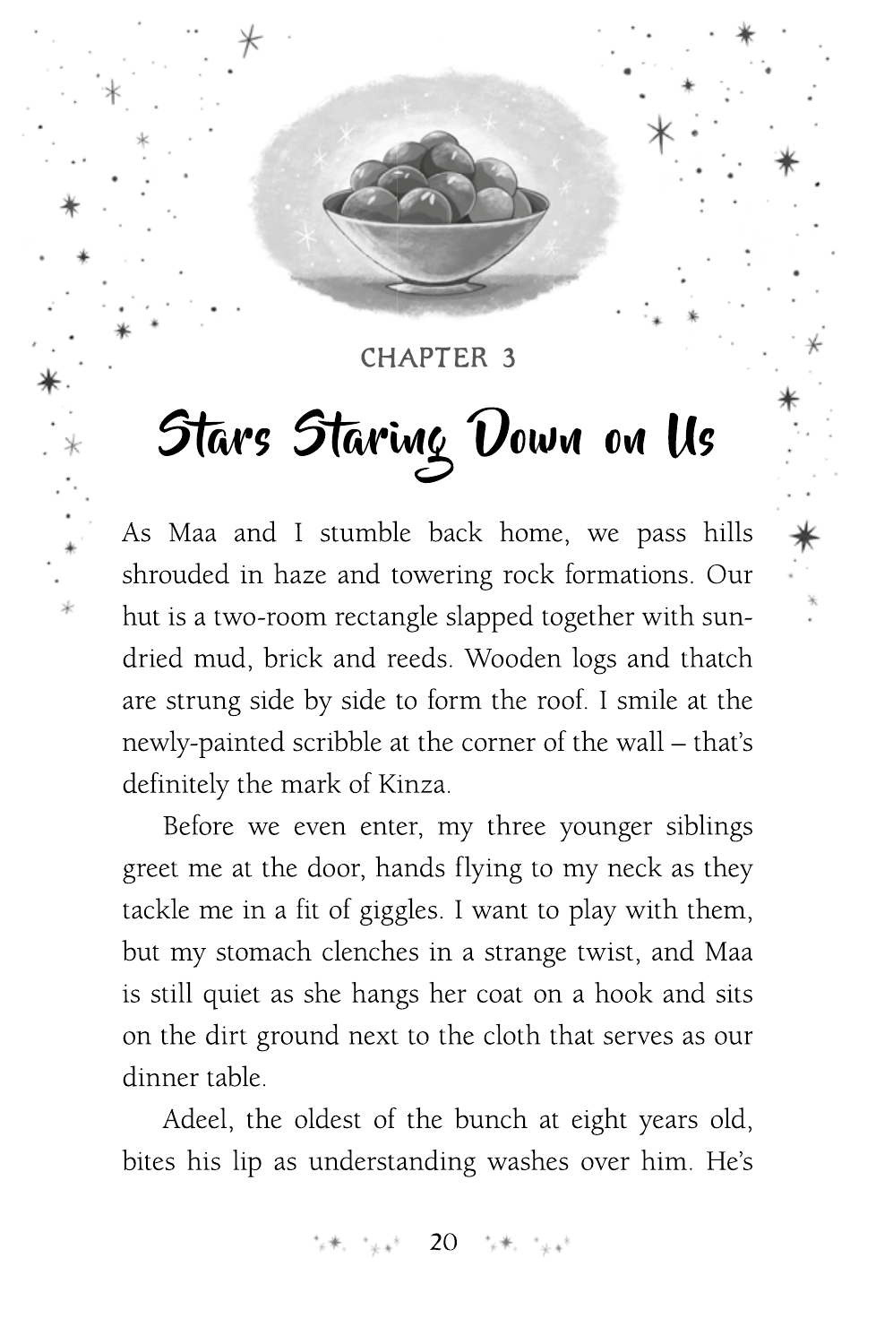## CHAPTER 3

# Stars Staring Down on Us

As Maa and I stumble back home, we pass hills shrouded in haze and towering rock formations. Our hut is a two-room rectangle slapped together with sun-dried mud, brick and reeds. Wooden logs and thatch are strung side by side to form the roof. I smile at the newly-painted scribble at the corner of the wall – that's definitely the mark of Kinza.

Before we even enter, my three younger siblings greet me at the door, hands flying to my neck as they tackle me in a fit of giggles. I want to play with them, but my stomach clenches in a strange twist, and Maa is still quiet as she hangs her coat on a hook and sits on the dirt ground next to the cloth that serves as our dinner table.

Adeel, the oldest of the bunch at eight years old, bites his lip as understanding washes over him. He's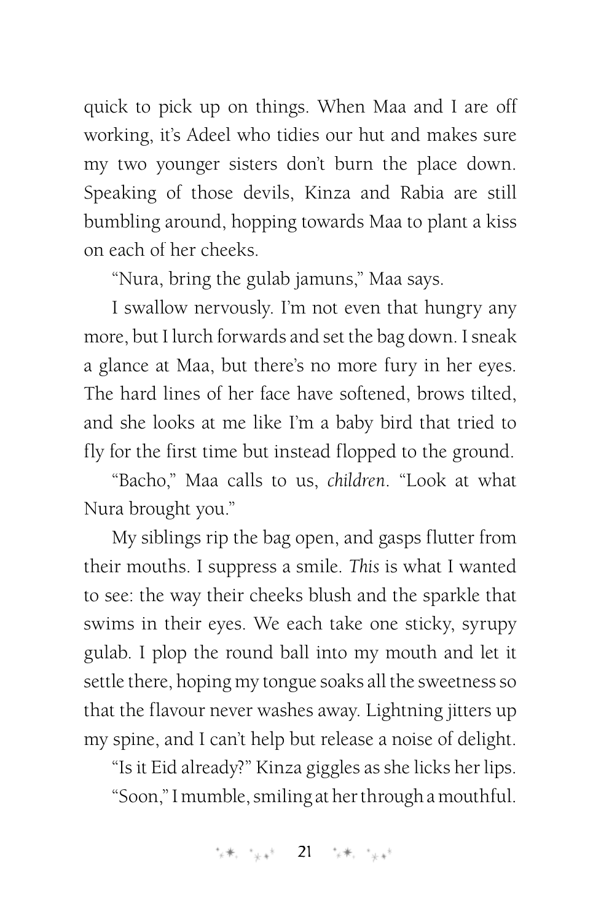quick to pick up on things. When Maa and I are off working, it's Adeel who tidies our hut and makes sure my two younger sisters don't burn the place down. Speaking of those devils, Kinza and Rabia are still bumbling around, hopping towards Maa to plant a kiss on each of her cheeks.

"Nura, bring the gulab jamuns," Maa says.

I swallow nervously. I'm not even that hungry any more, but I lurch forwards and set the bag down. I sneak a glance at Maa, but there's no more fury in her eyes. The hard lines of her face have softened, brows tilted, and she looks at me like I'm a baby bird that tried to fly for the first time but instead flopped to the ground.

"Bacho," Maa calls to us, *children*. "Look at what Nura brought you."

My siblings rip the bag open, and gasps flutter from their mouths. I suppress a smile. *This* is what I wanted to see: the way their cheeks blush and the sparkle that swims in their eyes. We each take one sticky, syrupy gulab. I plop the round ball into my mouth and let it settle there, hoping my tongue soaks all the sweetness so that the flavour never washes away. Lightning jitters up my spine, and I can't help but release a noise of delight.

"Is it Eid already?" Kinza giggles as she licks her lips.

"Soon," I mumble, smiling at her through a mouthful.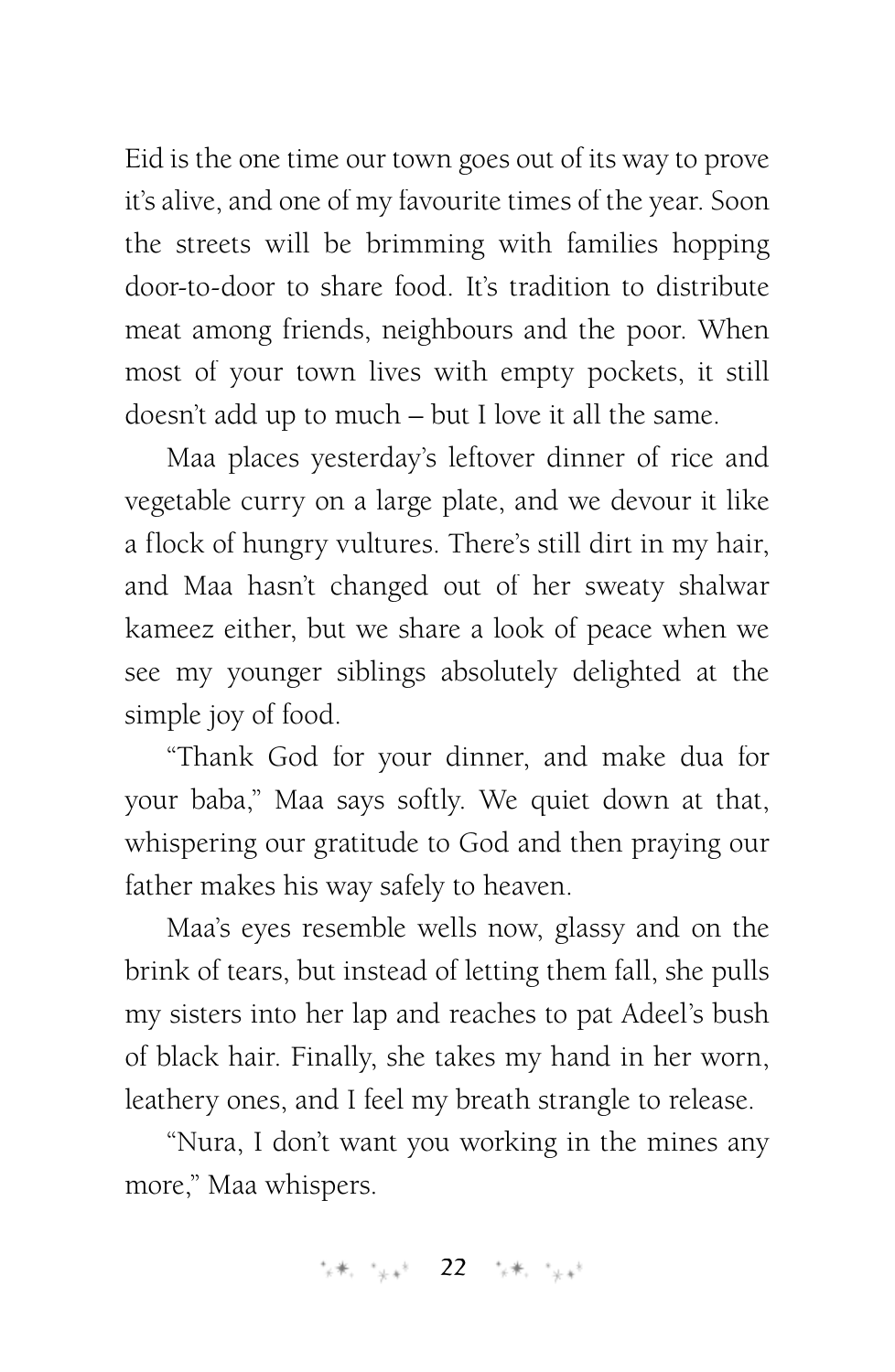Eid is the one time our town goes out of its way to prove it's alive, and one of my favourite times of the year. Soon the streets will be brimming with families hopping door-to-door to share food. It's tradition to distribute meat among friends, neighbours and the poor. When most of your town lives with empty pockets, it still doesn't add up to much – but I love it all the same.

Maa places yesterday's leftover dinner of rice and vegetable curry on a large plate, and we devour it like a flock of hungry vultures. There's still dirt in my hair, and Maa hasn't changed out of her sweaty shalwar kameez either, but we share a look of peace when we see my younger siblings absolutely delighted at the simple joy of food.

"Thank God for your dinner, and make dua for your baba," Maa says softly. We quiet down at that, whispering our gratitude to God and then praying our father makes his way safely to heaven.

Maa's eyes resemble wells now, glassy and on the brink of tears, but instead of letting them fall, she pulls my sisters into her lap and reaches to pat Adeel's bush of black hair. Finally, she takes my hand in her worn, leathery ones, and I feel my breath strangle to release.

"Nura, I don't want you working in the mines any more," Maa whispers.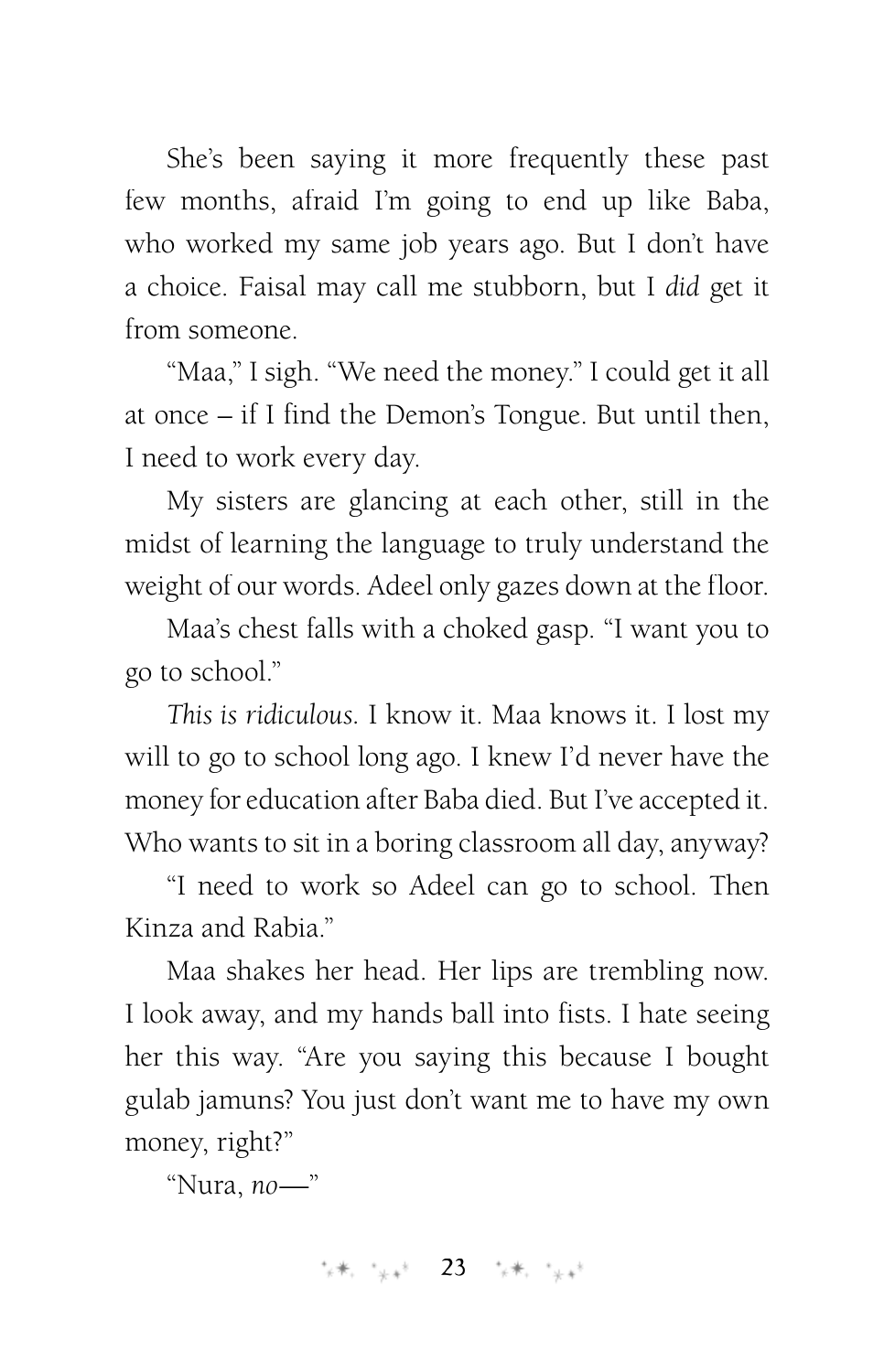She's been saying it more frequently these past few months, afraid I'm going to end up like Baba, who worked my same job years ago. But I don't have a choice. Faisal may call me stubborn, but I *did* get it from someone.

"Maa," I sigh. "We need the money." I could get it all at once – if I find the Demon's Tongue. But until then, I need to work every day.

My sisters are glancing at each other, still in the midst of learning the language to truly understand the weight of our words. Adeel only gazes down at the floor.

Maa's chest falls with a choked gasp. "I want you to go to school."

*This is ridiculous.* I know it. Maa knows it. I lost my will to go to school long ago. I knew I'd never have the money for education after Baba died. But I've accepted it. Who wants to sit in a boring classroom all day, anyway?

"I need to work so Adeel can go to school. Then Kinza and Rabia."

Maa shakes her head. Her lips are trembling now. I look away, and my hands ball into fists. I hate seeing her this way. "Are you saying this because I bought gulab jamuns? You just don't want me to have my own money, right?"

"Nura, *no*—"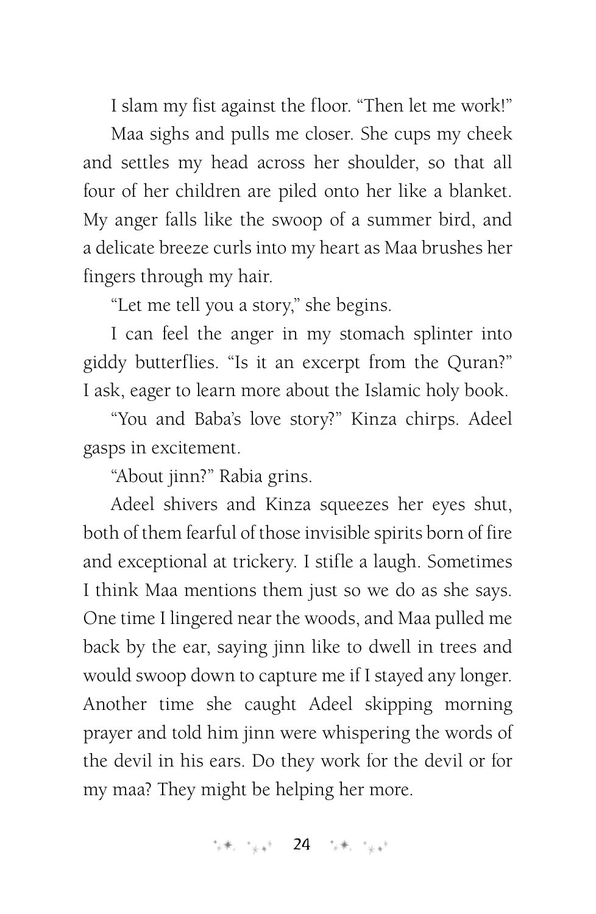I slam my fist against the floor. "Then let me work!"

Maa sighs and pulls me closer. She cups my cheek and settles my head across her shoulder, so that all four of her children are piled onto her like a blanket. My anger falls like the swoop of a summer bird, and a delicate breeze curls into my heart as Maa brushes her fingers through my hair.

"Let me tell you a story," she begins.

I can feel the anger in my stomach splinter into giddy butterflies. "Is it an excerpt from the Quran?" I ask, eager to learn more about the Islamic holy book.

"You and Baba's love story?" Kinza chirps. Adeel gasps in excitement.

"About jinn?" Rabia grins.

Adeel shivers and Kinza squeezes her eyes shut, both of them fearful of those invisible spirits born of fire and exceptional at trickery. I stifle a laugh. Sometimes I think Maa mentions them just so we do as she says. One time I lingered near the woods, and Maa pulled me back by the ear, saying jinn like to dwell in trees and would swoop down to capture me if I stayed any longer. Another time she caught Adeel skipping morning prayer and told him jinn were whispering the words of the devil in his ears. Do they work for the devil or for my maa? They might be helping her more.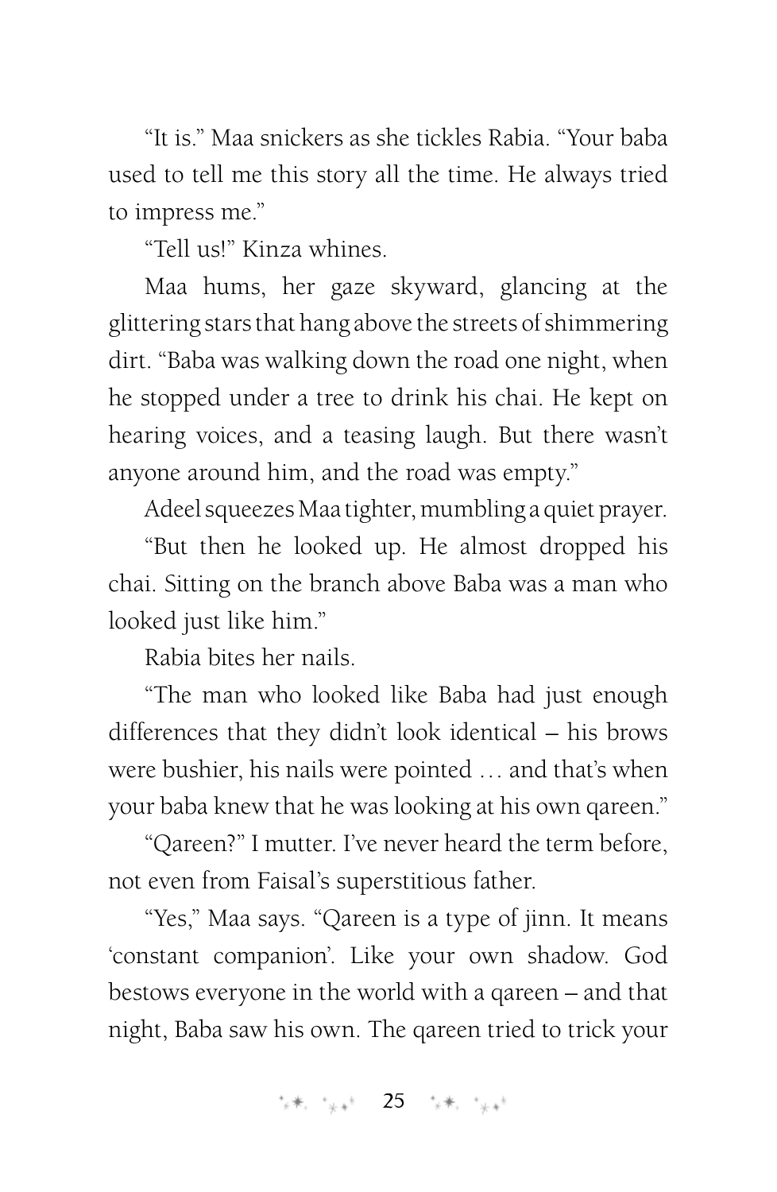"It is." Maa snickers as she tickles Rabia. "Your baba used to tell me this story all the time. He always tried to impress me."

"Tell us!" Kinza whines.

Maa hums, her gaze skyward, glancing at the glittering stars that hang above the streets of shimmering dirt. "Baba was walking down the road one night, when he stopped under a tree to drink his chai. He kept on hearing voices, and a teasing laugh. But there wasn't anyone around him, and the road was empty."

Adeel squeezes Maa tighter, mumbling a quiet prayer.

"But then he looked up. He almost dropped his chai. Sitting on the branch above Baba was a man who looked just like him."

Rabia bites her nails.

"The man who looked like Baba had just enough differences that they didn't look identical – his brows were bushier, his nails were pointed … and that's when your baba knew that he was looking at his own qareen."

"Qareen?" I mutter. I've never heard the term before, not even from Faisal's superstitious father.

"Yes," Maa says. "Qareen is a type of jinn. It means 'constant companion'. Like your own shadow. God bestows everyone in the world with a qareen – and that night, Baba saw his own. The qareen tried to trick your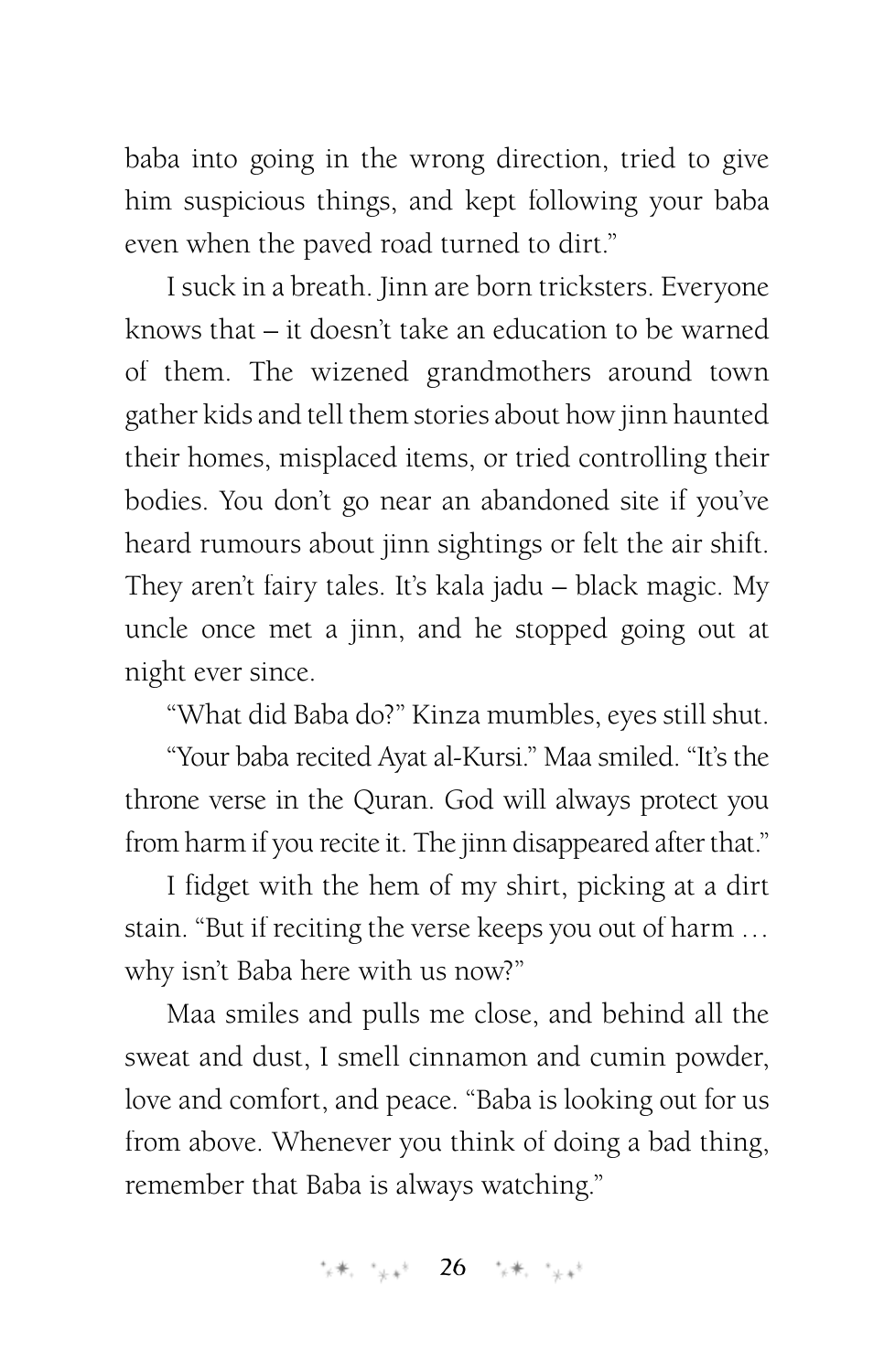baba into going in the wrong direction, tried to give him suspicious things, and kept following your baba even when the paved road turned to dirt."

I suck in a breath. Jinn are born tricksters. Everyone knows that – it doesn't take an education to be warned of them. The wizened grandmothers around town gather kids and tell them stories about how jinn haunted their homes, misplaced items, or tried controlling their bodies. You don't go near an abandoned site if you've heard rumours about jinn sightings or felt the air shift. They aren't fairy tales. It's kala jadu – black magic. My uncle once met a jinn, and he stopped going out at night ever since.

"What did Baba do?" Kinza mumbles, eyes still shut.

"Your baba recited Ayat al-Kursi." Maa smiled. "It's the throne verse in the Quran. God will always protect you from harm if you recite it. The jinn disappeared after that."

I fidget with the hem of my shirt, picking at a dirt stain. "But if reciting the verse keeps you out of harm … why isn't Baba here with us now?"

Maa smiles and pulls me close, and behind all the sweat and dust, I smell cinnamon and cumin powder, love and comfort, and peace. "Baba is looking out for us from above. Whenever you think of doing a bad thing, remember that Baba is always watching."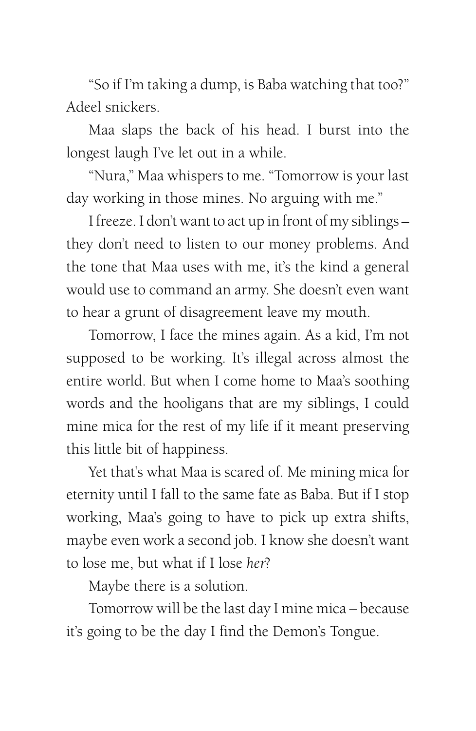"So if I'm taking a dump, is Baba watching that too?" Adeel snickers.

Maa slaps the back of his head. I burst into the longest laugh I've let out in a while.

"Nura," Maa whispers to me. "Tomorrow is your last day working in those mines. No arguing with me."

I freeze. I don't want to act up in front of my siblings – they don't need to listen to our money problems. And the tone that Maa uses with me, it's the kind a general would use to command an army. She doesn't even want to hear a grunt of disagreement leave my mouth.

Tomorrow, I face the mines again. As a kid, I'm not supposed to be working. It's illegal across almost the entire world. But when I come home to Maa's soothing words and the hooligans that are my siblings, I could mine mica for the rest of my life if it meant preserving this little bit of happiness.

Yet that's what Maa is scared of. Me mining mica for eternity until I fall to the same fate as Baba. But if I stop working, Maa's going to have to pick up extra shifts, maybe even work a second job. I know she doesn't want to lose me, but what if I lose *her*?

Maybe there is a solution.

Tomorrow will be the last day I mine mica – because it's going to be the day I find the Demon's Tongue.